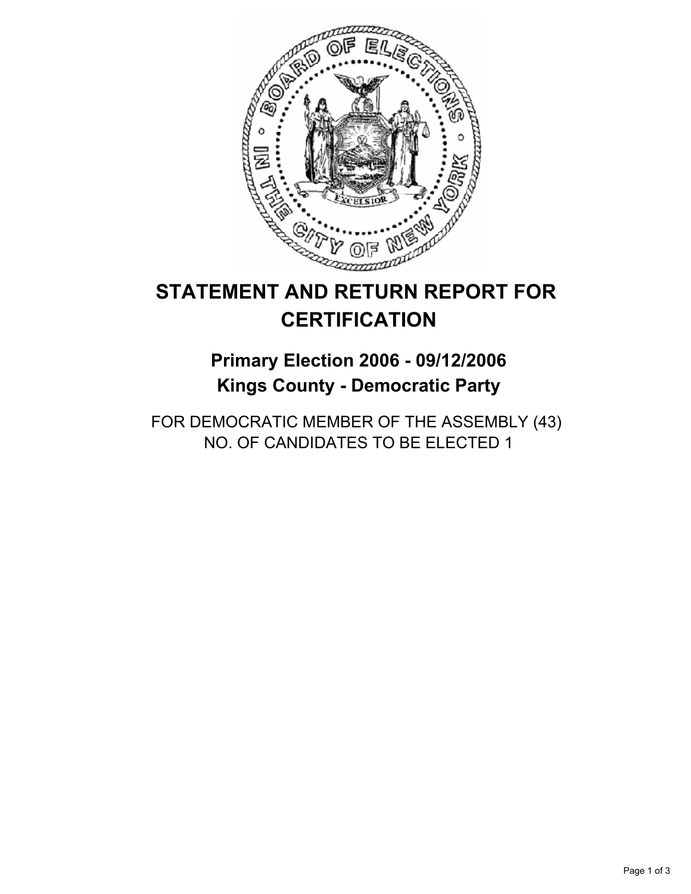# STATEMENT AND RETURN REPORT FOR CERTIFICATION

## Primary Election 2006 - 09/12/2006
## Kings County - Democratic Party

FOR DEMOCRATIC MEMBER OF THE ASSEMBLY (43)
NO. OF CANDIDATES TO BE ELECTED 1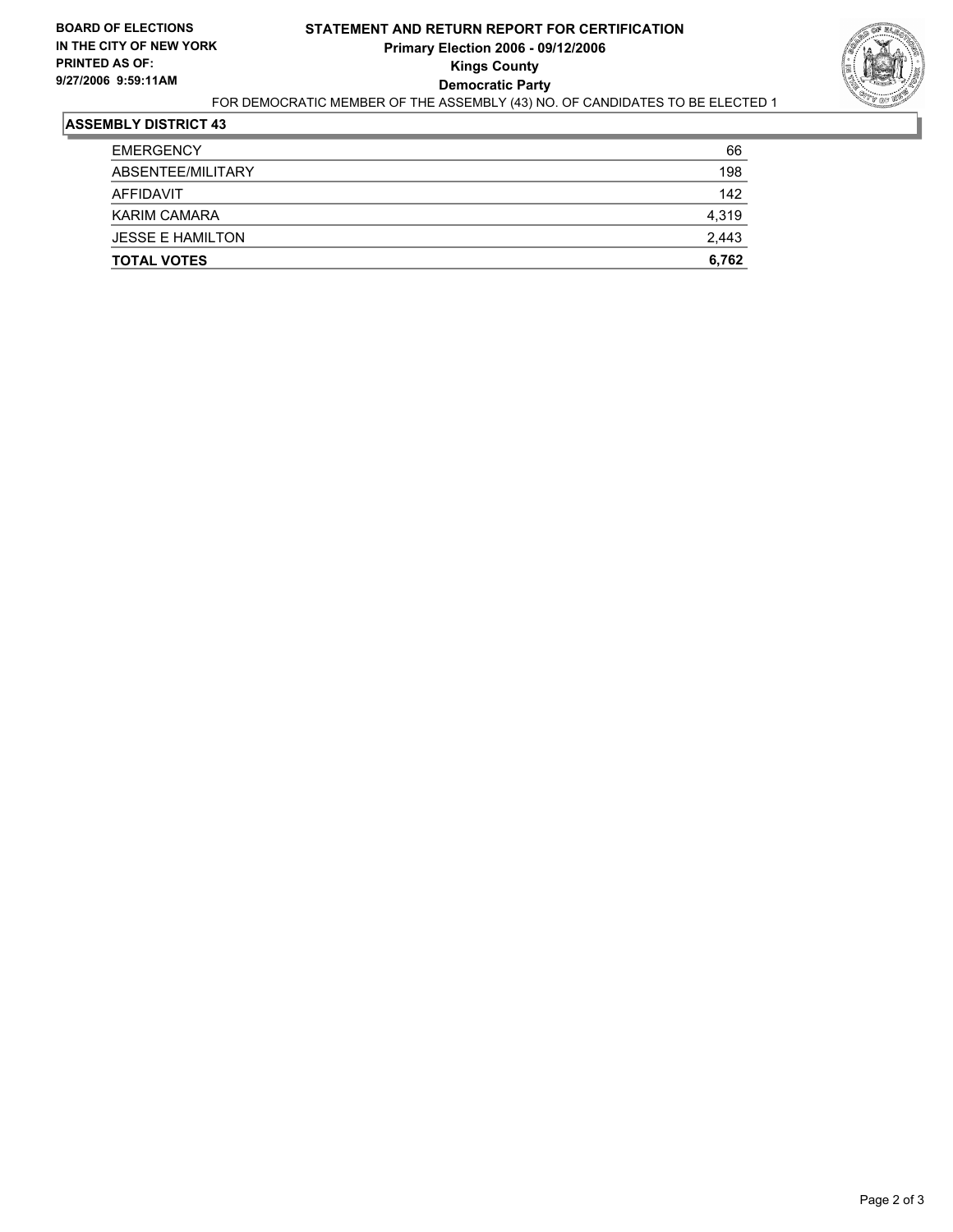**BOARD OF ELECTIONS IN THE CITY OF NEW YORK PRINTED AS OF: 9/27/2006 9:59:11AM**

# STATEMENT AND RETURN REPORT FOR CERTIFICATION
## Primary Election 2006 - 09/12/2006
## Kings County
## Democratic Party

FOR DEMOCRATIC MEMBER OF THE ASSEMBLY (43) NO. OF CANDIDATES TO BE ELECTED 1

### ASSEMBLY DISTRICT 43

| | |
|---|---|
| EMERGENCY | 66 |
| ABSENTEE/MILITARY | 198 |
| AFFIDAVIT | 142 |
| KARIM CAMARA | 4,319 |
| JESSE E HAMILTON | 2,443 |
| **TOTAL VOTES** | **6,762** |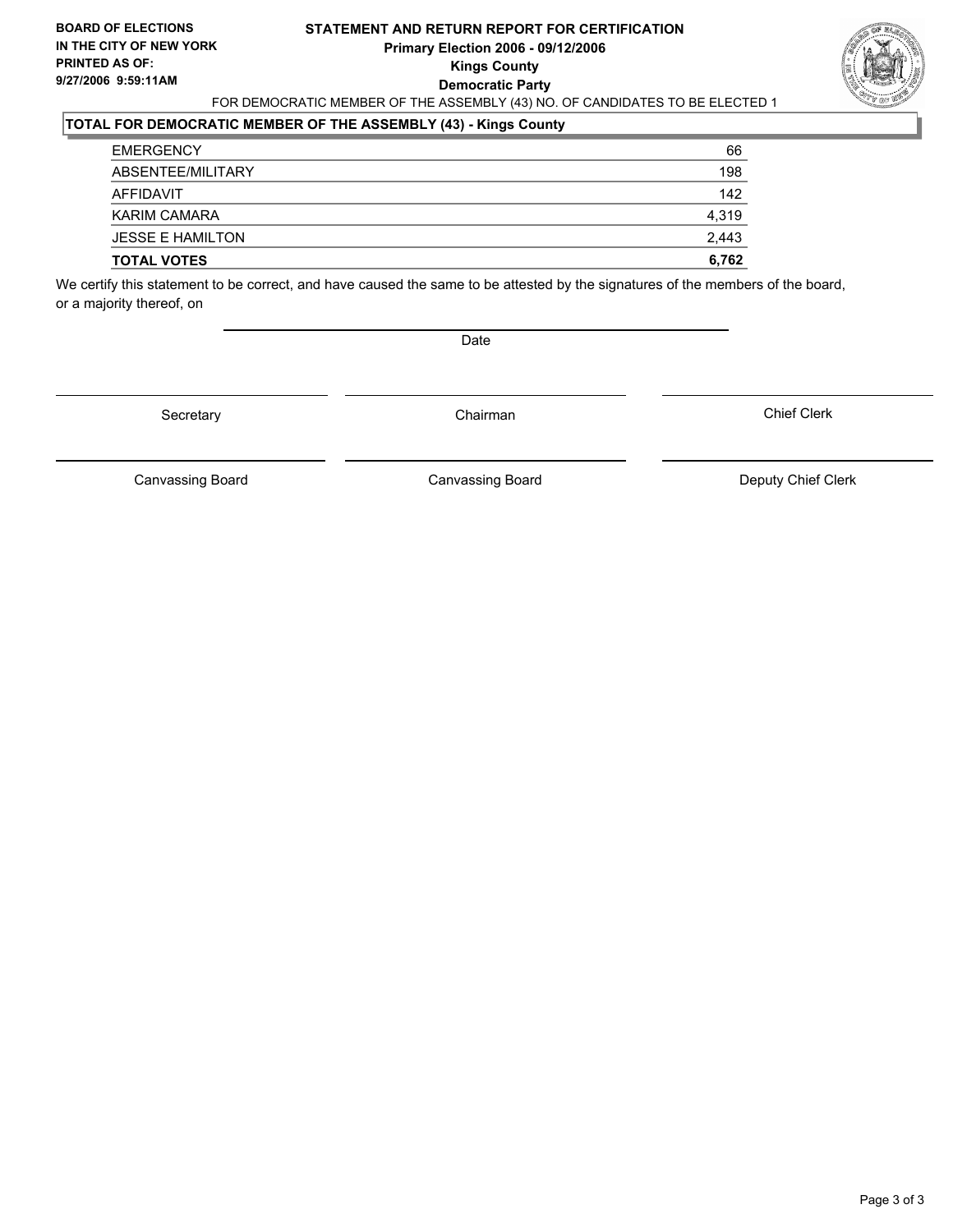**BOARD OF ELECTIONS IN THE CITY OF NEW YORK**
**PRINTED AS OF:**
**9/27/2006 9:59:11AM**

# STATEMENT AND RETURN REPORT FOR CERTIFICATION
## Primary Election 2006 - 09/12/2006
## Kings County
## Democratic Party

FOR DEMOCRATIC MEMBER OF THE ASSEMBLY (43) NO. OF CANDIDATES TO BE ELECTED 1

### TOTAL FOR DEMOCRATIC MEMBER OF THE ASSEMBLY (43) - Kings County

| | |
|---|---|
| EMERGENCY | 66 |
| ABSENTEE/MILITARY | 198 |
| AFFIDAVIT | 142 |
| KARIM CAMARA | 4,319 |
| JESSE E HAMILTON | 2,443 |
| **TOTAL VOTES** | **6,762** |

We certify this statement to be correct, and have caused the same to be attested by the signatures of the members of the board, or a majority thereof, on

Date

Secretary

Chairman

Chief Clerk

Canvassing Board

Canvassing Board

Deputy Chief Clerk